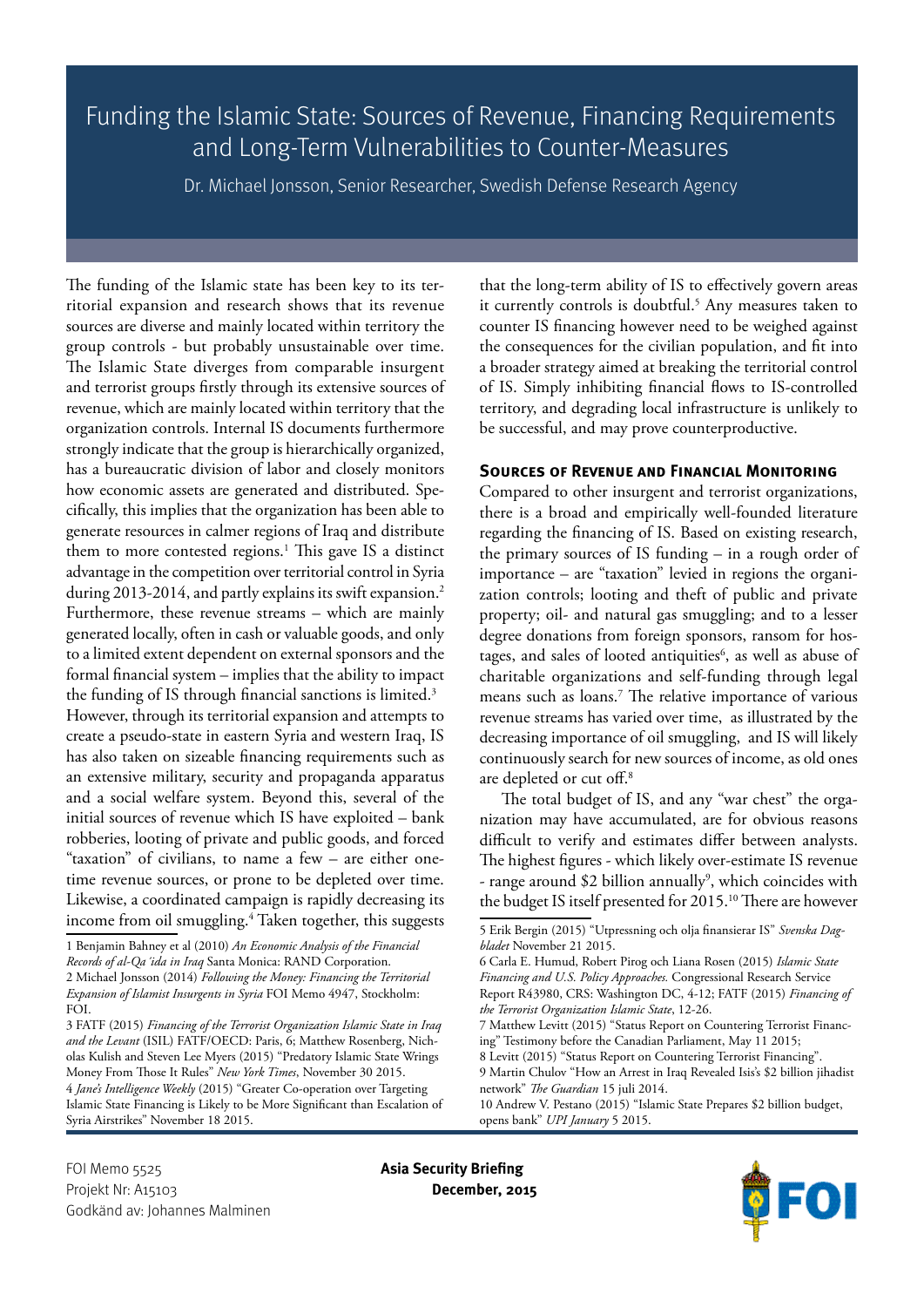# Funding the Islamic State: Sources of Revenue, Financing Requirements and Long-Term Vulnerabilities to Counter-Measures

Dr. Michael Jonsson, Senior Researcher, Swedish Defense Research Agency

The funding of the Islamic state has been key to its territorial expansion and research shows that its revenue sources are diverse and mainly located within territory the group controls - but probably unsustainable over time. The Islamic State diverges from comparable insurgent and terrorist groups firstly through its extensive sources of revenue, which are mainly located within territory that the organization controls. Internal IS documents furthermore strongly indicate that the group is hierarchically organized, has a bureaucratic division of labor and closely monitors how economic assets are generated and distributed. Specifically, this implies that the organization has been able to generate resources in calmer regions of Iraq and distribute them to more contested regions.[1] This gave IS a distinct advantage in the competition over territorial control in Syria during 2013-2014, and partly explains its swift expansion.[2] Furthermore, these revenue streams – which are mainly generated locally, often in cash or valuable goods, and only to a limited extent dependent on external sponsors and the formal financial system – implies that the ability to impact the funding of IS through financial sanctions is limited.[3] However, through its territorial expansion and attempts to create a pseudo-state in eastern Syria and western Iraq, IS has also taken on sizeable financing requirements such as an extensive military, security and propaganda apparatus and a social welfare system. Beyond this, several of the initial sources of revenue which IS have exploited – bank robberies, looting of private and public goods, and forced "taxation" of civilians, to name a few – are either one-time revenue sources, or prone to be depleted over time. Likewise, a coordinated campaign is rapidly decreasing its income from oil smuggling.[4] Taken together, this suggests that the long-term ability of IS to effectively govern areas it currently controls is doubtful.[5] Any measures taken to counter IS financing however need to be weighed against the consequences for the civilian population, and fit into a broader strategy aimed at breaking the territorial control of IS. Simply inhibiting financial flows to IS-controlled territory, and degrading local infrastructure is unlikely to be successful, and may prove counterproductive.

## Sources of Revenue and Financial Monitoring

Compared to other insurgent and terrorist organizations, there is a broad and empirically well-founded literature regarding the financing of IS. Based on existing research, the primary sources of IS funding – in a rough order of importance – are "taxation" levied in regions the organization controls; looting and theft of public and private property; oil- and natural gas smuggling; and to a lesser degree donations from foreign sponsors, ransom for hostages, and sales of looted antiquities[6], as well as abuse of charitable organizations and self-funding through legal means such as loans.[7] The relative importance of various revenue streams has varied over time, as illustrated by the decreasing importance of oil smuggling, and IS will likely continuously search for new sources of income, as old ones are depleted or cut off.[8]

The total budget of IS, and any "war chest" the organization may have accumulated, are for obvious reasons difficult to verify and estimates differ between analysts. The highest figures - which likely over-estimate IS revenue - range around $2 billion annually[9], which coincides with the budget IS itself presented for 2015.[10] There are however

1 Benjamin Bahney et al (2010) *An Economic Analysis of the Financial Records of al-Qa'ida in Iraq* Santa Monica: RAND Corporation.
2 Michael Jonsson (2014) *Following the Money: Financing the Territorial Expansion of Islamist Insurgents in Syria* FOI Memo 4947, Stockholm: FOI.
3 FATF (2015) *Financing of the Terrorist Organization Islamic State in Iraq and the Levant* (ISIL) FATF/OECD: Paris, 6; Matthew Rosenberg, Nicholas Kulish and Steven Lee Myers (2015) "Predatory Islamic State Wrings Money From Those It Rules" *New York Times*, November 30 2015.
4 *Jane's Intelligence Weekly* (2015) "Greater Co-operation over Targeting Islamic State Financing is Likely to be More Significant than Escalation of Syria Airstrikes" November 18 2015.
5 Erik Bergin (2015) "Utpressning och olja finansierar IS" *Svenska Dagbladet* November 21 2015.
6 Carla E. Humud, Robert Pirog och Liana Rosen (2015) *Islamic State Financing and U.S. Policy Approaches.* Congressional Research Service Report R43980, CRS: Washington DC, 4-12; FATF (2015) *Financing of the Terrorist Organization Islamic State*, 12-26.
7 Matthew Levitt (2015) "Status Report on Countering Terrorist Financing" Testimony before the Canadian Parliament, May 11 2015;
8 Levitt (2015) "Status Report on Countering Terrorist Financing".
9 Martin Chulov "How an Arrest in Iraq Revealed Isis's $2 billion jihadist network" *The Guardian* 15 juli 2014.
10 Andrew V. Pestano (2015) "Islamic State Prepares $2 billion budget, opens bank" *UPI January* 5 2015.

FOI Memo 5525
Projekt Nr: A15103
Godkänd av: Johannes Malminen

**Asia Security Briefing**
**December, 2015**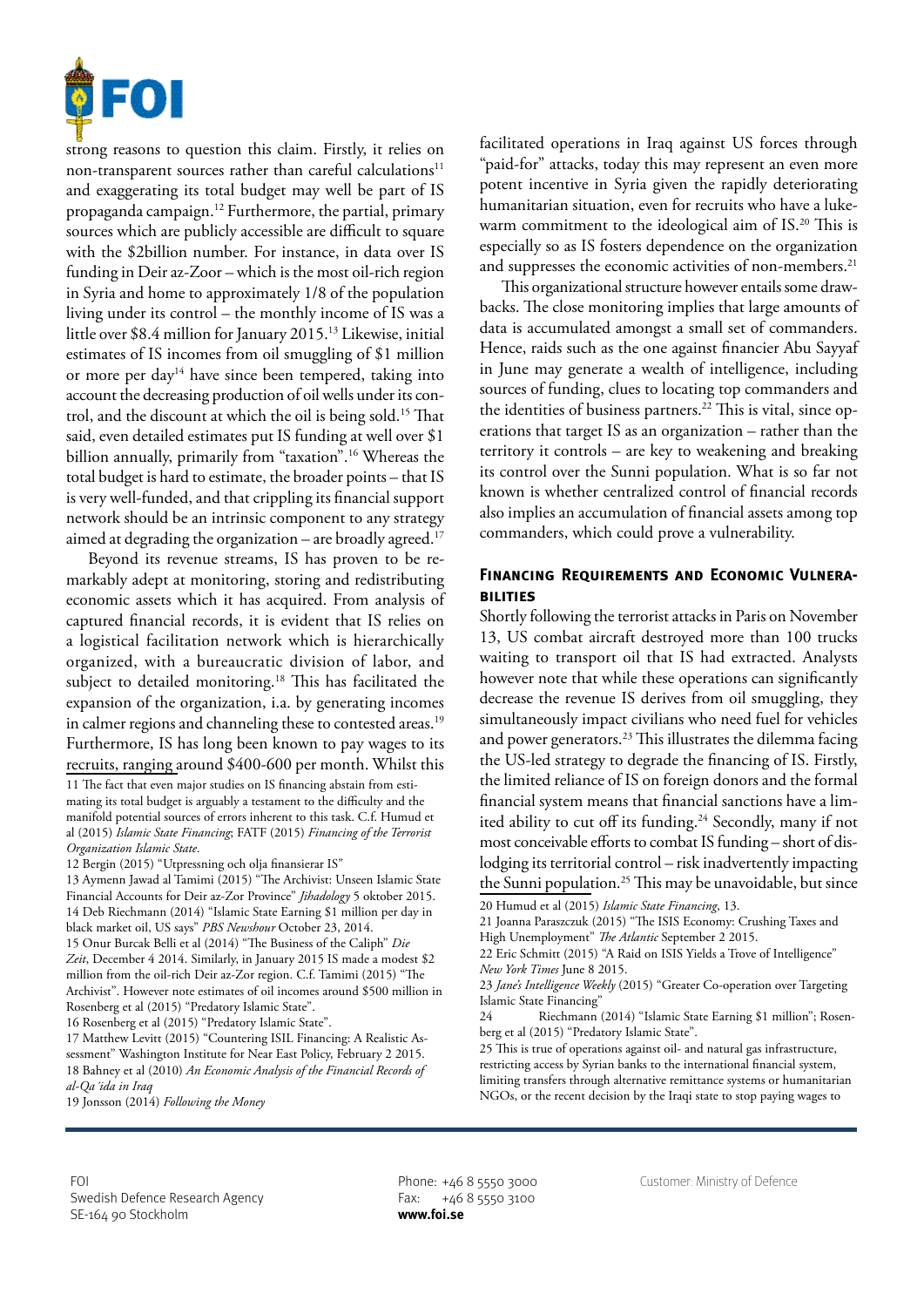strong reasons to question this claim. Firstly, it relies on non-transparent sources rather than careful calculations[11] and exaggerating its total budget may well be part of IS propaganda campaign.[12] Furthermore, the partial, primary sources which are publicly accessible are difficult to square with the $2billion number. For instance, in data over IS funding in Deir az-Zoor – which is the most oil-rich region in Syria and home to approximately 1/8 of the population living under its control – the monthly income of IS was a little over $8.4 million for January 2015.[13] Likewise, initial estimates of IS incomes from oil smuggling of $1 million or more per day[14] have since been tempered, taking into account the decreasing production of oil wells under its control, and the discount at which the oil is being sold.[15] That said, even detailed estimates put IS funding at well over $1 billion annually, primarily from "taxation".[16] Whereas the total budget is hard to estimate, the broader points – that IS is very well-funded, and that crippling its financial support network should be an intrinsic component to any strategy aimed at degrading the organization – are broadly agreed.[17]

Beyond its revenue streams, IS has proven to be remarkably adept at monitoring, storing and redistributing economic assets which it has acquired. From analysis of captured financial records, it is evident that IS relies on a logistical facilitation network which is hierarchically organized, with a bureaucratic division of labor, and subject to detailed monitoring.[18] This has facilitated the expansion of the organization, i.a. by generating incomes in calmer regions and channeling these to contested areas.[19] Furthermore, IS has long been known to pay wages to its recruits, ranging around $400-600 per month. Whilst this facilitated operations in Iraq against US forces through "paid-for" attacks, today this may represent an even more potent incentive in Syria given the rapidly deteriorating humanitarian situation, even for recruits who have a lukewarm commitment to the ideological aim of IS.[20] This is especially so as IS fosters dependence on the organization and suppresses the economic activities of non-members.[21]

This organizational structure however entails some drawbacks. The close monitoring implies that large amounts of data is accumulated amongst a small set of commanders. Hence, raids such as the one against financier Abu Sayyaf in June may generate a wealth of intelligence, including sources of funding, clues to locating top commanders and the identities of business partners.[22] This is vital, since operations that target IS as an organization – rather than the territory it controls – are key to weakening and breaking its control over the Sunni population. What is so far not known is whether centralized control of financial records also implies an accumulation of financial assets among top commanders, which could prove a vulnerability.

## Financing Requirements and Economic Vulnerabilities

Shortly following the terrorist attacks in Paris on November 13, US combat aircraft destroyed more than 100 trucks waiting to transport oil that IS had extracted. Analysts however note that while these operations can significantly decrease the revenue IS derives from oil smuggling, they simultaneously impact civilians who need fuel for vehicles and power generators.[23] This illustrates the dilemma facing the US-led strategy to degrade the financing of IS. Firstly, the limited reliance of IS on foreign donors and the formal financial system means that financial sanctions have a limited ability to cut off its funding.[24] Secondly, many if not most conceivable efforts to combat IS funding – short of dislodging its territorial control – risk inadvertently impacting the Sunni population.[25] This may be unavoidable, but since

---

11 The fact that even major studies on IS financing abstain from estimating its total budget is arguably a testament to the difficulty and the manifold potential sources of errors inherent to this task. C.f. Humud et al (2015) *Islamic State Financing*; FATF (2015) *Financing of the Terrorist Organization Islamic State*.

12 Bergin (2015) "Utpressning och olja finansierar IS"

13 Aymenn Jawad al Tamimi (2015) "The Archivist: Unseen Islamic State Financial Accounts for Deir az-Zor Province" *Jihadology* 5 oktober 2015.

14 Deb Riechmann (2014) "Islamic State Earning $1 million per day in black market oil, US says" *PBS Newshour* October 23, 2014.

15 Onur Burcak Belli et al (2014) "The Business of the Caliph" *Die Zeit*, December 4 2014. Similarly, in January 2015 IS made a modest $2 million from the oil-rich Deir az-Zor region. C.f. Tamimi (2015) "The Archivist". However note estimates of oil incomes around $500 million in Rosenberg et al (2015) "Predatory Islamic State".

16 Rosenberg et al (2015) "Predatory Islamic State".

17 Matthew Levitt (2015) "Countering ISIL Financing: A Realistic Assessment" Washington Institute for Near East Policy, February 2 2015.

18 Bahney et al (2010) *An Economic Analysis of the Financial Records of al-Qa'ida in Iraq*

19 Jonsson (2014) *Following the Money*

20 Humud et al (2015) *Islamic State Financing*, 13.

21 Joanna Paraszczuk (2015) "The ISIS Economy: Crushing Taxes and High Unemployment" *The Atlantic* September 2 2015.

22 Eric Schmitt (2015) "A Raid on ISIS Yields a Trove of Intelligence" *New York Times* June 8 2015.

23 *Jane's Intelligence Weekly* (2015) "Greater Co-operation over Targeting Islamic State Financing"

24 Riechmann (2014) "Islamic State Earning $1 million"; Rosenberg et al (2015) "Predatory Islamic State".

25 This is true of operations against oil- and natural gas infrastructure, restricting access by Syrian banks to the international financial system, limiting transfers through alternative remittance systems or humanitarian NGOs, or the recent decision by the Iraqi state to stop paying wages to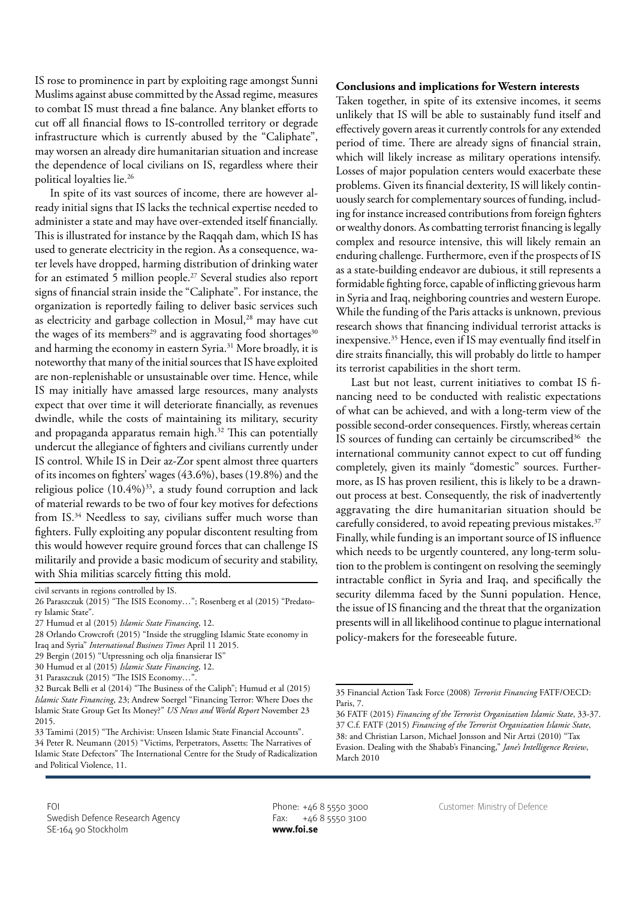IS rose to prominence in part by exploiting rage amongst Sunni Muslims against abuse committed by the Assad regime, measures to combat IS must thread a fine balance. Any blanket efforts to cut off all financial flows to IS-controlled territory or degrade infrastructure which is currently abused by the "Caliphate", may worsen an already dire humanitarian situation and increase the dependence of local civilians on IS, regardless where their political loyalties lie.[26]

In spite of its vast sources of income, there are however already initial signs that IS lacks the technical expertise needed to administer a state and may have over-extended itself financially. This is illustrated for instance by the Raqqah dam, which IS has used to generate electricity in the region. As a consequence, water levels have dropped, harming distribution of drinking water for an estimated 5 million people.[27] Several studies also report signs of financial strain inside the "Caliphate". For instance, the organization is reportedly failing to deliver basic services such as electricity and garbage collection in Mosul,[28] may have cut the wages of its members[29] and is aggravating food shortages[30] and harming the economy in eastern Syria.[31] More broadly, it is noteworthy that many of the initial sources that IS have exploited are non-replenishable or unsustainable over time. Hence, while IS may initially have amassed large resources, many analysts expect that over time it will deteriorate financially, as revenues dwindle, while the costs of maintaining its military, security and propaganda apparatus remain high.[32] This can potentially undercut the allegiance of fighters and civilians currently under IS control. While IS in Deir az-Zor spent almost three quarters of its incomes on fighters' wages (43.6%), bases (19.8%) and the religious police (10.4%)[33], a study found corruption and lack of material rewards to be two of four key motives for defections from IS.[34] Needless to say, civilians suffer much worse than fighters. Fully exploiting any popular discontent resulting from this would however require ground forces that can challenge IS militarily and provide a basic modicum of security and stability, with Shia militias scarcely fitting this mold.

## Conclusions and implications for Western interests

Taken together, in spite of its extensive incomes, it seems unlikely that IS will be able to sustainably fund itself and effectively govern areas it currently controls for any extended period of time. There are already signs of financial strain, which will likely increase as military operations intensify. Losses of major population centers would exacerbate these problems. Given its financial dexterity, IS will likely continuously search for complementary sources of funding, including for instance increased contributions from foreign fighters or wealthy donors. As combatting terrorist financing is legally complex and resource intensive, this will likely remain an enduring challenge. Furthermore, even if the prospects of IS as a state-building endeavor are dubious, it still represents a formidable fighting force, capable of inflicting grievous harm in Syria and Iraq, neighboring countries and western Europe. While the funding of the Paris attacks is unknown, previous research shows that financing individual terrorist attacks is inexpensive.[35] Hence, even if IS may eventually find itself in dire straits financially, this will probably do little to hamper its terrorist capabilities in the short term.

Last but not least, current initiatives to combat IS financing need to be conducted with realistic expectations of what can be achieved, and with a long-term view of the possible second-order consequences. Firstly, whereas certain IS sources of funding can certainly be circumscribed[36] the international community cannot expect to cut off funding completely, given its mainly "domestic" sources. Furthermore, as IS has proven resilient, this is likely to be a drawn-out process at best. Consequently, the risk of inadvertently aggravating the dire humanitarian situation should be carefully considered, to avoid repeating previous mistakes.[37] Finally, while funding is an important source of IS influence which needs to be urgently countered, any long-term solution to the problem is contingent on resolving the seemingly intractable conflict in Syria and Iraq, and specifically the security dilemma faced by the Sunni population. Hence, the issue of IS financing and the threat that the organization presents will in all likelihood continue to plague international policy-makers for the foreseeable future.

---

civil servants in regions controlled by IS.

26 Paraszczuk (2015) "The ISIS Economy…"; Rosenberg et al (2015) "Predatory Islamic State".

27 Humud et al (2015) *Islamic State Financing*, 12.

28 Orlando Crowcroft (2015) "Inside the struggling Islamic State economy in Iraq and Syria" *International Business Times* April 11 2015.

29 Bergin (2015) "Utpressning och olja finansierar IS"

30 Humud et al (2015) *Islamic State Financing*, 12.

31 Paraszczuk (2015) "The ISIS Economy…".

32 Burcak Belli et al (2014) "The Business of the Caliph"; Humud et al (2015) *Islamic State Financing*, 23; Andrew Soergel "Financing Terror: Where Does the Islamic State Group Get Its Money?" *US News and World Report* November 23 2015.

33 Tamimi (2015) "The Archivist: Unseen Islamic State Financial Accounts".

34 Peter R. Neumann (2015) "Victims, Perpetrators, Assetts: The Narratives of Islamic State Defectors" The International Centre for the Study of Radicalization and Political Violence, 11.

35 Financial Action Task Force (2008) *Terrorist Financing* FATF/OECD: Paris, 7.

36 FATF (2015) *Financing of the Terrorist Organization Islamic State*, 33-37.

37 C.f. FATF (2015) *Financing of the Terrorist Organization Islamic State*, 38: and Christian Larson, Michael Jonsson and Nir Artzi (2010) "Tax Evasion. Dealing with the Shabab's Financing," *Jane's Intelligence Review*, March 2010

FOI
Swedish Defence Research Agency
SE-164 90 Stockholm

Phone: +46 8 5550 3000
Fax: +46 8 5550 3100
**www.foi.se**

Customer: Ministry of Defence